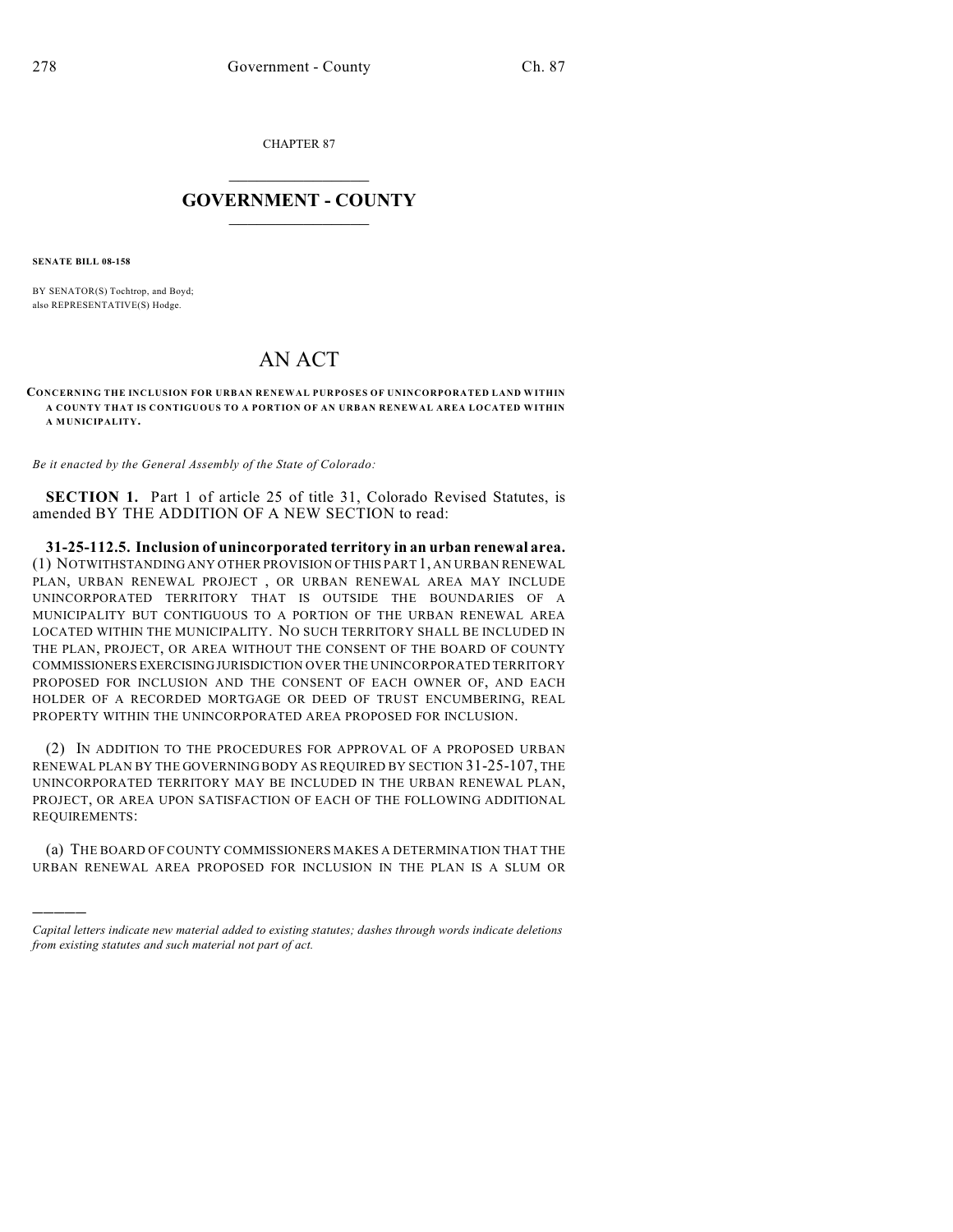CHAPTER 87

# GOVERNMENT - COUNTY

**SENATE BILL 08-158**

BY SENATOR(S) Tochtrop, and Boyd;
also REPRESENTATIVE(S) Hodge.

# AN ACT

**CONCERNING THE INCLUSION FOR URBAN RENEWAL PURPOSES OF UNINCORPORATED LAND WITHIN A COUNTY THAT IS CONTIGUOUS TO A PORTION OF AN URBAN RENEWAL AREA LOCATED WITHIN A MUNICIPALITY.**

*Be it enacted by the General Assembly of the State of Colorado:*

**SECTION 1.** Part 1 of article 25 of title 31, Colorado Revised Statutes, is amended BY THE ADDITION OF A NEW SECTION to read:

**31-25-112.5. Inclusion of unincorporated territory in an urban renewal area.** (1) NOTWITHSTANDING ANY OTHER PROVISION OF THIS PART 1, AN URBAN RENEWAL PLAN, URBAN RENEWAL PROJECT , OR URBAN RENEWAL AREA MAY INCLUDE UNINCORPORATED TERRITORY THAT IS OUTSIDE THE BOUNDARIES OF A MUNICIPALITY BUT CONTIGUOUS TO A PORTION OF THE URBAN RENEWAL AREA LOCATED WITHIN THE MUNICIPALITY. NO SUCH TERRITORY SHALL BE INCLUDED IN THE PLAN, PROJECT, OR AREA WITHOUT THE CONSENT OF THE BOARD OF COUNTY COMMISSIONERS EXERCISING JURISDICTION OVER THE UNINCORPORATED TERRITORY PROPOSED FOR INCLUSION AND THE CONSENT OF EACH OWNER OF, AND EACH HOLDER OF A RECORDED MORTGAGE OR DEED OF TRUST ENCUMBERING, REAL PROPERTY WITHIN THE UNINCORPORATED AREA PROPOSED FOR INCLUSION.

(2) IN ADDITION TO THE PROCEDURES FOR APPROVAL OF A PROPOSED URBAN RENEWAL PLAN BY THE GOVERNING BODY AS REQUIRED BY SECTION 31-25-107, THE UNINCORPORATED TERRITORY MAY BE INCLUDED IN THE URBAN RENEWAL PLAN, PROJECT, OR AREA UPON SATISFACTION OF EACH OF THE FOLLOWING ADDITIONAL REQUIREMENTS:

(a) THE BOARD OF COUNTY COMMISSIONERS MAKES A DETERMINATION THAT THE URBAN RENEWAL AREA PROPOSED FOR INCLUSION IN THE PLAN IS A SLUM OR

---

*Capital letters indicate new material added to existing statutes; dashes through words indicate deletions from existing statutes and such material not part of act.*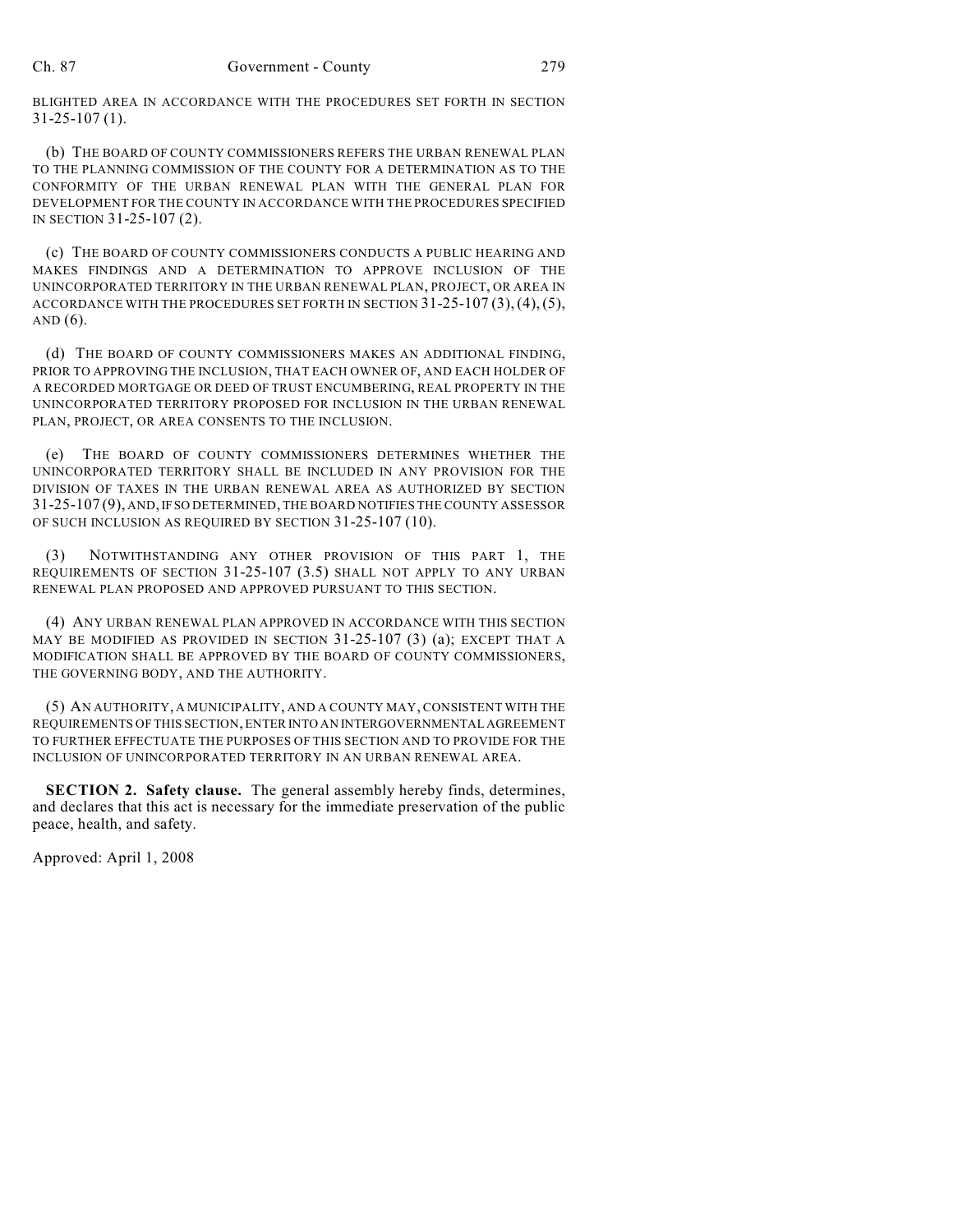BLIGHTED AREA IN ACCORDANCE WITH THE PROCEDURES SET FORTH IN SECTION 31-25-107 (1).

(b) THE BOARD OF COUNTY COMMISSIONERS REFERS THE URBAN RENEWAL PLAN TO THE PLANNING COMMISSION OF THE COUNTY FOR A DETERMINATION AS TO THE CONFORMITY OF THE URBAN RENEWAL PLAN WITH THE GENERAL PLAN FOR DEVELOPMENT FOR THE COUNTY IN ACCORDANCE WITH THE PROCEDURES SPECIFIED IN SECTION 31-25-107 (2).

(c) THE BOARD OF COUNTY COMMISSIONERS CONDUCTS A PUBLIC HEARING AND MAKES FINDINGS AND A DETERMINATION TO APPROVE INCLUSION OF THE UNINCORPORATED TERRITORY IN THE URBAN RENEWAL PLAN, PROJECT, OR AREA IN ACCORDANCE WITH THE PROCEDURES SET FORTH IN SECTION 31-25-107 (3), (4), (5), AND (6).

(d) THE BOARD OF COUNTY COMMISSIONERS MAKES AN ADDITIONAL FINDING, PRIOR TO APPROVING THE INCLUSION, THAT EACH OWNER OF, AND EACH HOLDER OF A RECORDED MORTGAGE OR DEED OF TRUST ENCUMBERING, REAL PROPERTY IN THE UNINCORPORATED TERRITORY PROPOSED FOR INCLUSION IN THE URBAN RENEWAL PLAN, PROJECT, OR AREA CONSENTS TO THE INCLUSION.

(e) THE BOARD OF COUNTY COMMISSIONERS DETERMINES WHETHER THE UNINCORPORATED TERRITORY SHALL BE INCLUDED IN ANY PROVISION FOR THE DIVISION OF TAXES IN THE URBAN RENEWAL AREA AS AUTHORIZED BY SECTION 31-25-107 (9), AND, IF SO DETERMINED, THE BOARD NOTIFIES THE COUNTY ASSESSOR OF SUCH INCLUSION AS REQUIRED BY SECTION 31-25-107 (10).

(3) NOTWITHSTANDING ANY OTHER PROVISION OF THIS PART 1, THE REQUIREMENTS OF SECTION 31-25-107 (3.5) SHALL NOT APPLY TO ANY URBAN RENEWAL PLAN PROPOSED AND APPROVED PURSUANT TO THIS SECTION.

(4) ANY URBAN RENEWAL PLAN APPROVED IN ACCORDANCE WITH THIS SECTION MAY BE MODIFIED AS PROVIDED IN SECTION 31-25-107 (3) (a); EXCEPT THAT A MODIFICATION SHALL BE APPROVED BY THE BOARD OF COUNTY COMMISSIONERS, THE GOVERNING BODY, AND THE AUTHORITY.

(5) AN AUTHORITY, A MUNICIPALITY, AND A COUNTY MAY, CONSISTENT WITH THE REQUIREMENTS OF THIS SECTION, ENTER INTO AN INTERGOVERNMENTAL AGREEMENT TO FURTHER EFFECTUATE THE PURPOSES OF THIS SECTION AND TO PROVIDE FOR THE INCLUSION OF UNINCORPORATED TERRITORY IN AN URBAN RENEWAL AREA.

**SECTION 2. Safety clause.** The general assembly hereby finds, determines, and declares that this act is necessary for the immediate preservation of the public peace, health, and safety.

Approved: April 1, 2008